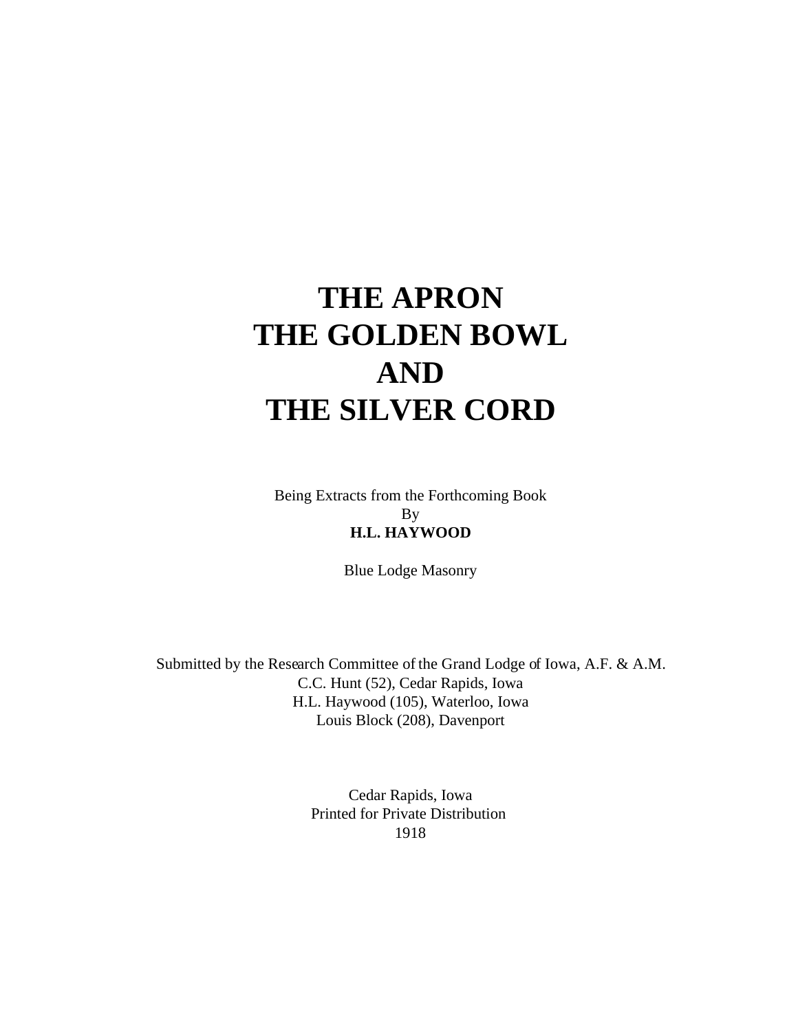# THE APRON
# THE GOLDEN BOWL
# AND
# THE SILVER CORD

Being Extracts from the Forthcoming Book
By
**H.L. HAYWOOD**

Blue Lodge Masonry

Submitted by the Research Committee of the Grand Lodge of Iowa, A.F. & A.M.
C.C. Hunt (52), Cedar Rapids, Iowa
H.L. Haywood (105), Waterloo, Iowa
Louis Block (208), Davenport

Cedar Rapids, Iowa
Printed for Private Distribution
1918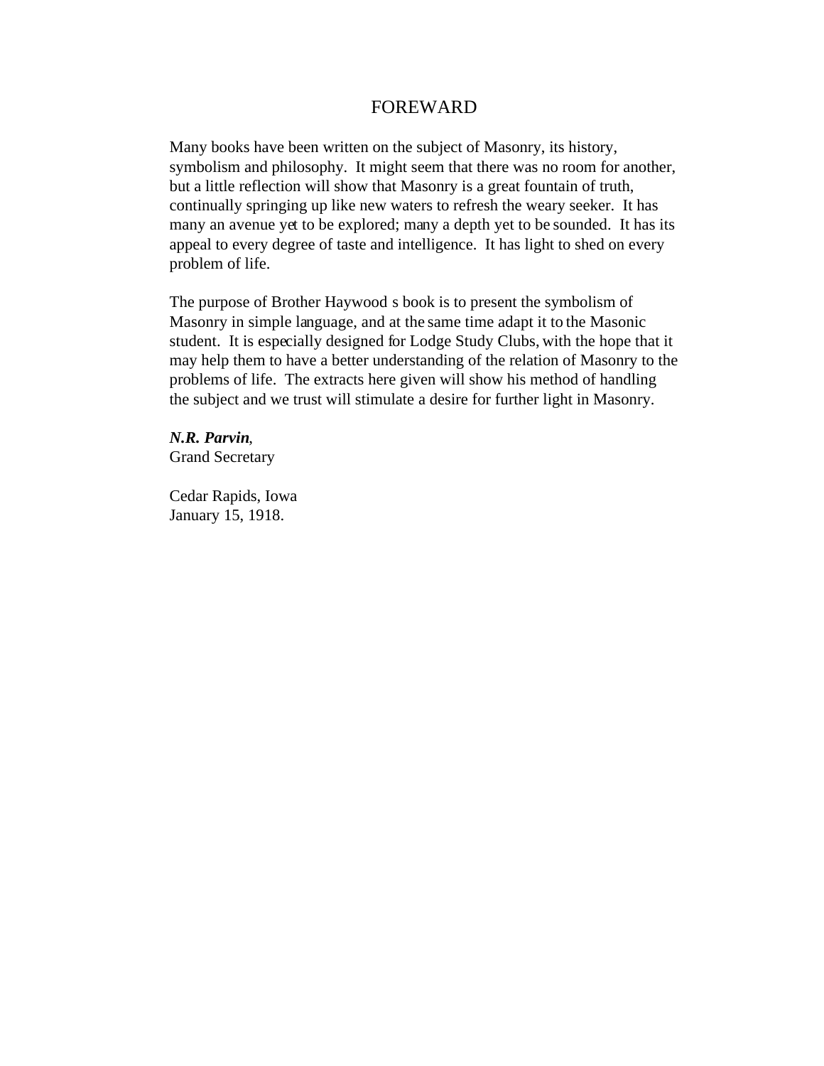# FOREWARD

Many books have been written on the subject of Masonry, its history, symbolism and philosophy. It might seem that there was no room for another, but a little reflection will show that Masonry is a great fountain of truth, continually springing up like new waters to refresh the weary seeker. It has many an avenue yet to be explored; many a depth yet to be sounded. It has its appeal to every degree of taste and intelligence. It has light to shed on every problem of life.

The purpose of Brother Haywood s book is to present the symbolism of Masonry in simple language, and at the same time adapt it to the Masonic student. It is especially designed for Lodge Study Clubs, with the hope that it may help them to have a better understanding of the relation of Masonry to the problems of life. The extracts here given will show his method of handling the subject and we trust will stimulate a desire for further light in Masonry.

***N.R. Parvin***,  
Grand Secretary

Cedar Rapids, Iowa  
January 15, 1918.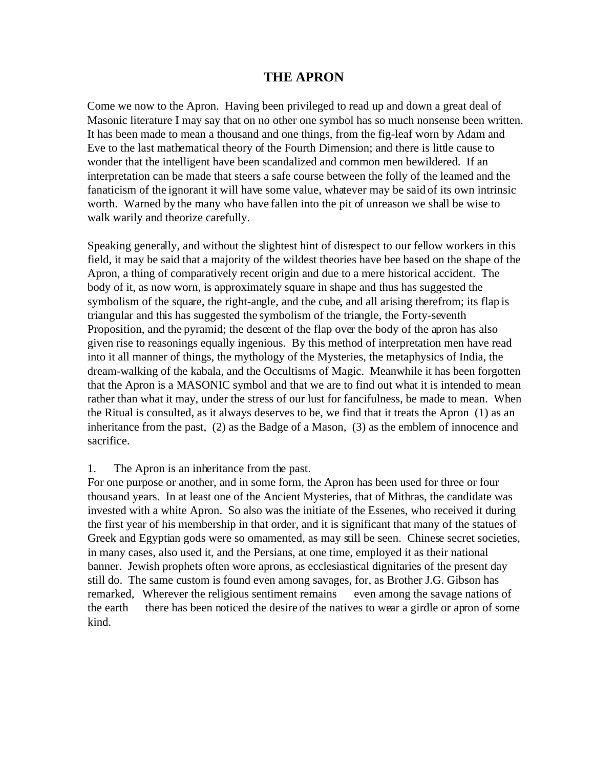# THE APRON

Come we now to the Apron. Having been privileged to read up and down a great deal of Masonic literature I may say that on no other one symbol has so much nonsense been written. It has been made to mean a thousand and one things, from the fig-leaf worn by Adam and Eve to the last mathematical theory of the Fourth Dimension; and there is little cause to wonder that the intelligent have been scandalized and common men bewildered. If an interpretation can be made that steers a safe course between the folly of the leamed and the fanaticism of the ignorant it will have some value, whatever may be said of its own intrinsic worth. Warned by the many who have fallen into the pit of unreason we shall be wise to walk warily and theorize carefully.

Speaking generally, and without the slightest hint of disrespect to our fellow workers in this field, it may be said that a majority of the wildest theories have bee based on the shape of the Apron, a thing of comparatively recent origin and due to a mere historical accident. The body of it, as now worn, is approximately square in shape and thus has suggested the symbolism of the square, the right-angle, and the cube, and all arising therefrom; its flap is triangular and this has suggested the symbolism of the triangle, the Forty-seventh Proposition, and the pyramid; the descent of the flap over the body of the apron has also given rise to reasonings equally ingenious. By this method of interpretation men have read into it all manner of things, the mythology of the Mysteries, the metaphysics of India, the dream-walking of the kabala, and the Occultisms of Magic. Meanwhile it has been forgotten that the Apron is a MASONIC symbol and that we are to find out what it is intended to mean rather than what it may, under the stress of our lust for fancifulness, be made to mean. When the Ritual is consulted, as it always deserves to be, we find that it treats the Apron (1) as an inheritance from the past, (2) as the Badge of a Mason, (3) as the emblem of innocence and sacrifice.

1. The Apron is an inheritance from the past.

For one purpose or another, and in some form, the Apron has been used for three or four thousand years. In at least one of the Ancient Mysteries, that of Mithras, the candidate was invested with a white Apron. So also was the initiate of the Essenes, who received it during the first year of his membership in that order, and it is significant that many of the statues of Greek and Egyptian gods were so omamented, as may still be seen. Chinese secret societies, in many cases, also used it, and the Persians, at one time, employed it as their national banner. Jewish prophets often wore aprons, as ecclesiastical dignitaries of the present day still do. The same custom is found even among savages, for, as Brother J.G. Gibson has remarked, Wherever the religious sentiment remains even among the savage nations of the earth there has been noticed the desire of the natives to wear a girdle or apron of some kind.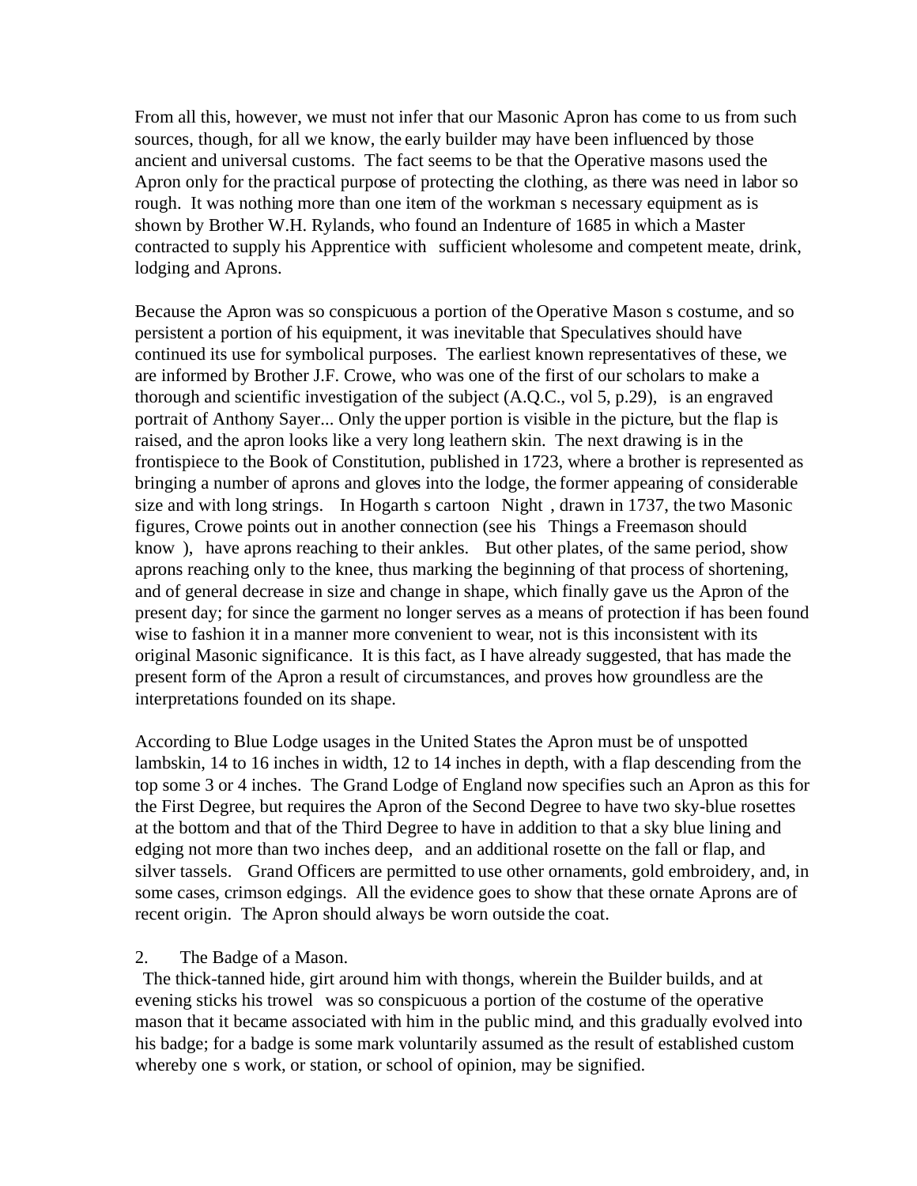From all this, however, we must not infer that our Masonic Apron has come to us from such sources, though, for all we know, the early builder may have been influenced by those ancient and universal customs. The fact seems to be that the Operative masons used the Apron only for the practical purpose of protecting the clothing, as there was need in labor so rough. It was nothing more than one item of the workman s necessary equipment as is shown by Brother W.H. Rylands, who found an Indenture of 1685 in which a Master contracted to supply his Apprentice with sufficient wholesome and competent meate, drink, lodging and Aprons.

Because the Apron was so conspicuous a portion of the Operative Mason s costume, and so persistent a portion of his equipment, it was inevitable that Speculatives should have continued its use for symbolical purposes. The earliest known representatives of these, we are informed by Brother J.F. Crowe, who was one of the first of our scholars to make a thorough and scientific investigation of the subject (A.Q.C., vol 5, p.29), is an engraved portrait of Anthony Sayer... Only the upper portion is visible in the picture, but the flap is raised, and the apron looks like a very long leathern skin. The next drawing is in the frontispiece to the Book of Constitution, published in 1723, where a brother is represented as bringing a number of aprons and gloves into the lodge, the former appearing of considerable size and with long strings. In Hogarth s cartoon Night , drawn in 1737, the two Masonic figures, Crowe points out in another connection (see his Things a Freemason should know ), have aprons reaching to their ankles. But other plates, of the same period, show aprons reaching only to the knee, thus marking the beginning of that process of shortening, and of general decrease in size and change in shape, which finally gave us the Apron of the present day; for since the garment no longer serves as a means of protection if has been found wise to fashion it in a manner more convenient to wear, not is this inconsistent with its original Masonic significance. It is this fact, as I have already suggested, that has made the present form of the Apron a result of circumstances, and proves how groundless are the interpretations founded on its shape.

According to Blue Lodge usages in the United States the Apron must be of unspotted lambskin, 14 to 16 inches in width, 12 to 14 inches in depth, with a flap descending from the top some 3 or 4 inches. The Grand Lodge of England now specifies such an Apron as this for the First Degree, but requires the Apron of the Second Degree to have two sky-blue rosettes at the bottom and that of the Third Degree to have in addition to that a sky blue lining and edging not more than two inches deep, and an additional rosette on the fall or flap, and silver tassels. Grand Officers are permitted to use other ornaments, gold embroidery, and, in some cases, crimson edgings. All the evidence goes to show that these ornate Aprons are of recent origin. The Apron should always be worn outside the coat.

2. The Badge of a Mason.

The thick-tanned hide, girt around him with thongs, wherein the Builder builds, and at evening sticks his trowel was so conspicuous a portion of the costume of the operative mason that it became associated with him in the public mind, and this gradually evolved into his badge; for a badge is some mark voluntarily assumed as the result of established custom whereby one s work, or station, or school of opinion, may be signified.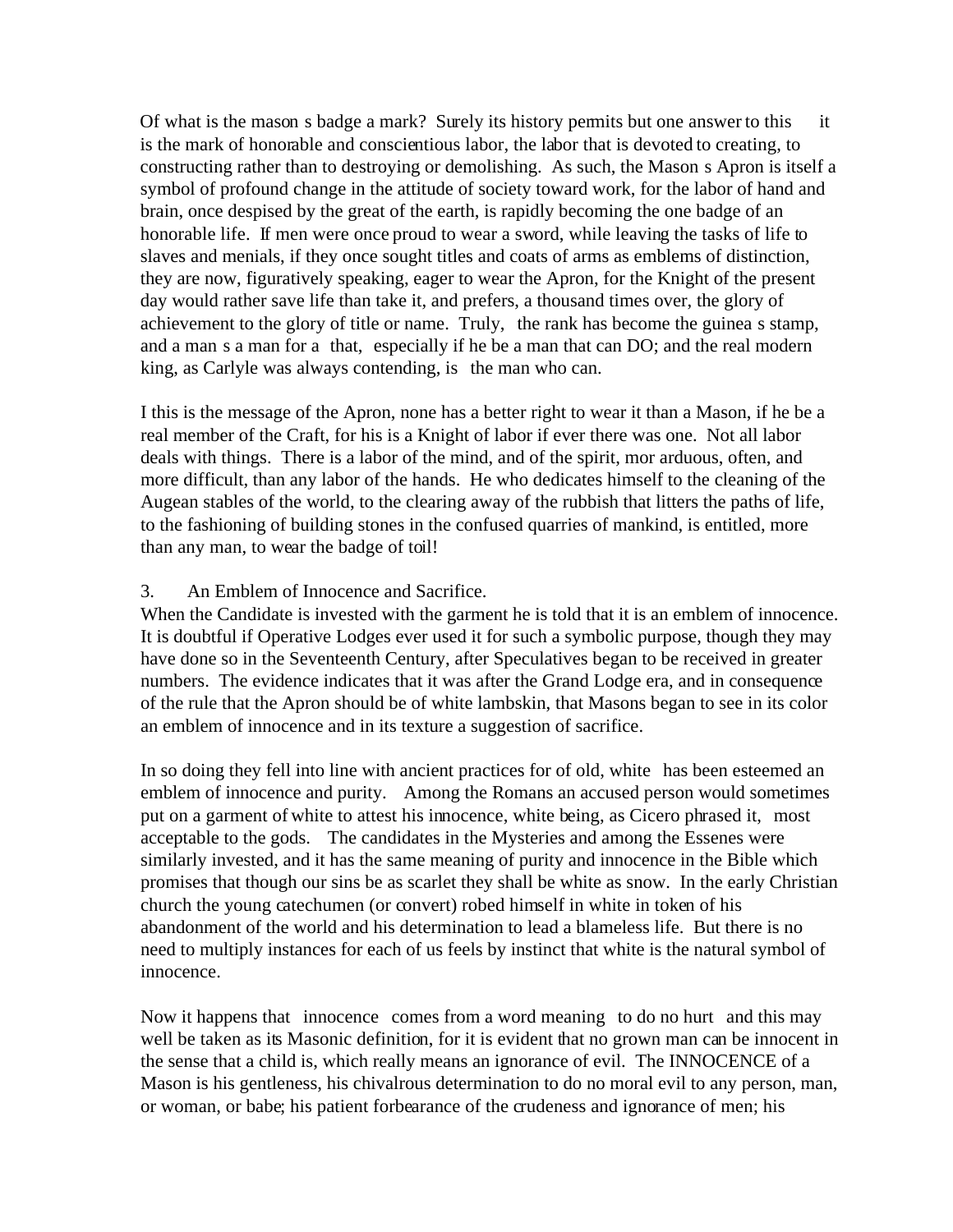Of what is the mason s badge a mark? Surely its history permits but one answer to this   it is the mark of honorable and conscientious labor, the labor that is devoted to creating, to constructing rather than to destroying or demolishing. As such, the Mason s Apron is itself a symbol of profound change in the attitude of society toward work, for the labor of hand and brain, once despised by the great of the earth, is rapidly becoming the one badge of an honorable life. If men were once proud to wear a sword, while leaving the tasks of life to slaves and menials, if they once sought titles and coats of arms as emblems of distinction, they are now, figuratively speaking, eager to wear the Apron, for the Knight of the present day would rather save life than take it, and prefers, a thousand times over, the glory of achievement to the glory of title or name. Truly,  the rank has become the guinea s stamp, and a man s a man for a  that,  especially if he be a man that can DO; and the real modern king, as Carlyle was always contending, is  the man who can.

I this is the message of the Apron, none has a better right to wear it than a Mason, if he be a real member of the Craft, for his is a Knight of labor if ever there was one. Not all labor deals with things. There is a labor of the mind, and of the spirit, mor arduous, often, and more difficult, than any labor of the hands. He who dedicates himself to the cleaning of the Augean stables of the world, to the clearing away of the rubbish that litters the paths of life, to the fashioning of building stones in the confused quarries of mankind, is entitled, more than any man, to wear the badge of toil!

3. An Emblem of Innocence and Sacrifice.

When the Candidate is invested with the garment he is told that it is an emblem of innocence. It is doubtful if Operative Lodges ever used it for such a symbolic purpose, though they may have done so in the Seventeenth Century, after Speculatives began to be received in greater numbers. The evidence indicates that it was after the Grand Lodge era, and in consequence of the rule that the Apron should be of white lambskin, that Masons began to see in its color an emblem of innocence and in its texture a suggestion of sacrifice.

In so doing they fell into line with ancient practices for of old, white  has been esteemed an emblem of innocence and purity.  Among the Romans an accused person would sometimes put on a garment of white to attest his innocence, white being, as Cicero phrased it,  most acceptable to the gods.  The candidates in the Mysteries and among the Essenes were similarly invested, and it has the same meaning of purity and innocence in the Bible which promises that though our sins be as scarlet they shall be white as snow. In the early Christian church the young catechumen (or convert) robed himself in white in token of his abandonment of the world and his determination to lead a blameless life. But there is no need to multiply instances for each of us feels by instinct that white is the natural symbol of innocence.

Now it happens that  innocence  comes from a word meaning  to do no hurt  and this may well be taken as its Masonic definition, for it is evident that no grown man can be innocent in the sense that a child is, which really means an ignorance of evil. The INNOCENCE of a Mason is his gentleness, his chivalrous determination to do no moral evil to any person, man, or woman, or babe; his patient forbearance of the crudeness and ignorance of men; his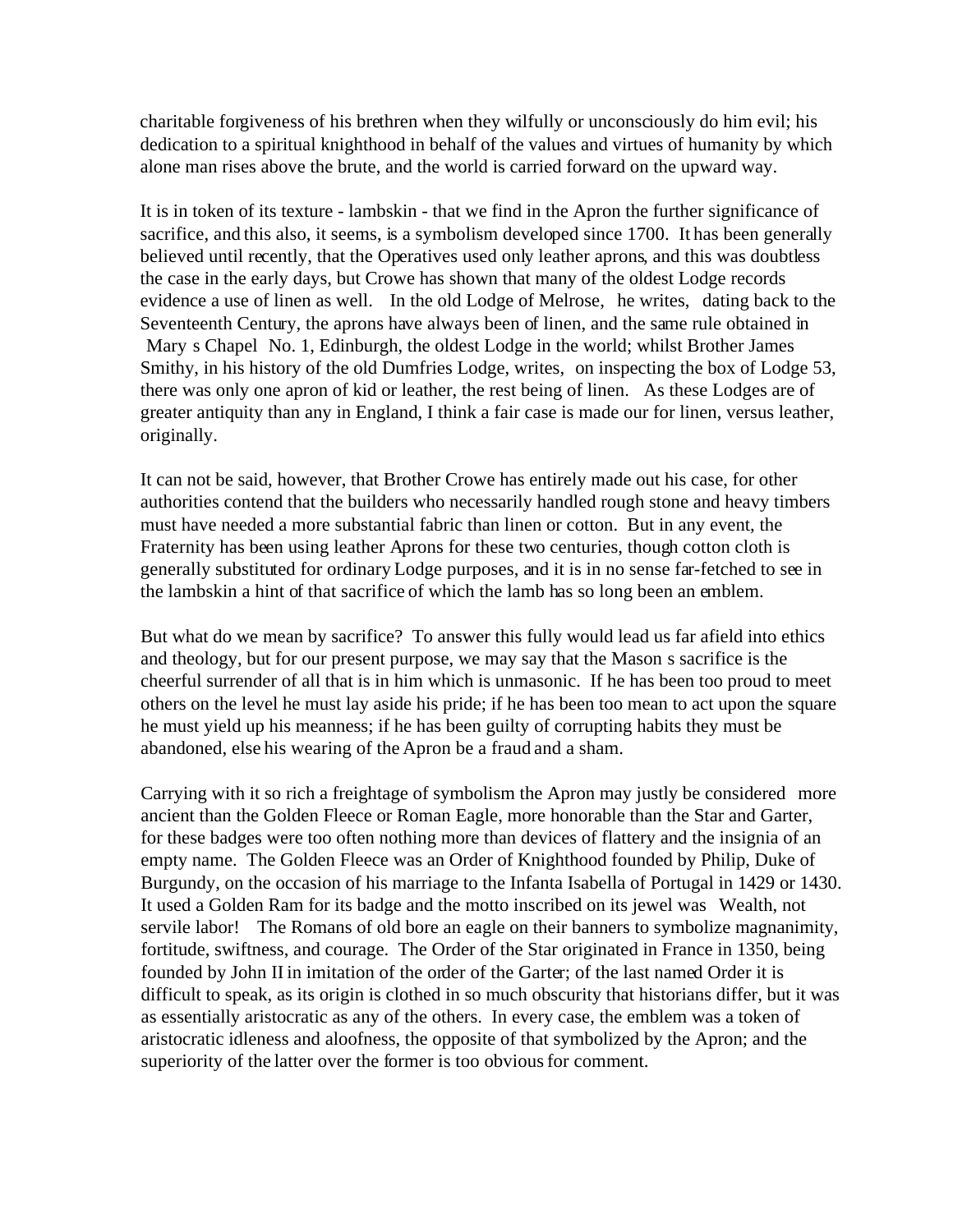charitable forgiveness of his brethren when they wilfully or unconsciously do him evil; his dedication to a spiritual knighthood in behalf of the values and virtues of humanity by which alone man rises above the brute, and the world is carried forward on the upward way.

It is in token of its texture - lambskin - that we find in the Apron the further significance of sacrifice, and this also, it seems, is a symbolism developed since 1700. It has been generally believed until recently, that the Operatives used only leather aprons, and this was doubtless the case in the early days, but Crowe has shown that many of the oldest Lodge records evidence a use of linen as well. In the old Lodge of Melrose, he writes, dating back to the Seventeenth Century, the aprons have always been of linen, and the same rule obtained in Mary s Chapel No. 1, Edinburgh, the oldest Lodge in the world; whilst Brother James Smithy, in his history of the old Dumfries Lodge, writes, on inspecting the box of Lodge 53, there was only one apron of kid or leather, the rest being of linen. As these Lodges are of greater antiquity than any in England, I think a fair case is made our for linen, versus leather, originally.

It can not be said, however, that Brother Crowe has entirely made out his case, for other authorities contend that the builders who necessarily handled rough stone and heavy timbers must have needed a more substantial fabric than linen or cotton. But in any event, the Fraternity has been using leather Aprons for these two centuries, though cotton cloth is generally substituted for ordinary Lodge purposes, and it is in no sense far-fetched to see in the lambskin a hint of that sacrifice of which the lamb has so long been an emblem.

But what do we mean by sacrifice? To answer this fully would lead us far afield into ethics and theology, but for our present purpose, we may say that the Mason s sacrifice is the cheerful surrender of all that is in him which is unmasonic. If he has been too proud to meet others on the level he must lay aside his pride; if he has been too mean to act upon the square he must yield up his meanness; if he has been guilty of corrupting habits they must be abandoned, else his wearing of the Apron be a fraud and a sham.

Carrying with it so rich a freightage of symbolism the Apron may justly be considered more ancient than the Golden Fleece or Roman Eagle, more honorable than the Star and Garter, for these badges were too often nothing more than devices of flattery and the insignia of an empty name. The Golden Fleece was an Order of Knighthood founded by Philip, Duke of Burgundy, on the occasion of his marriage to the Infanta Isabella of Portugal in 1429 or 1430. It used a Golden Ram for its badge and the motto inscribed on its jewel was Wealth, not servile labor! The Romans of old bore an eagle on their banners to symbolize magnanimity, fortitude, swiftness, and courage. The Order of the Star originated in France in 1350, being founded by John II in imitation of the order of the Garter; of the last named Order it is difficult to speak, as its origin is clothed in so much obscurity that historians differ, but it was as essentially aristocratic as any of the others. In every case, the emblem was a token of aristocratic idleness and aloofness, the opposite of that symbolized by the Apron; and the superiority of the latter over the former is too obvious for comment.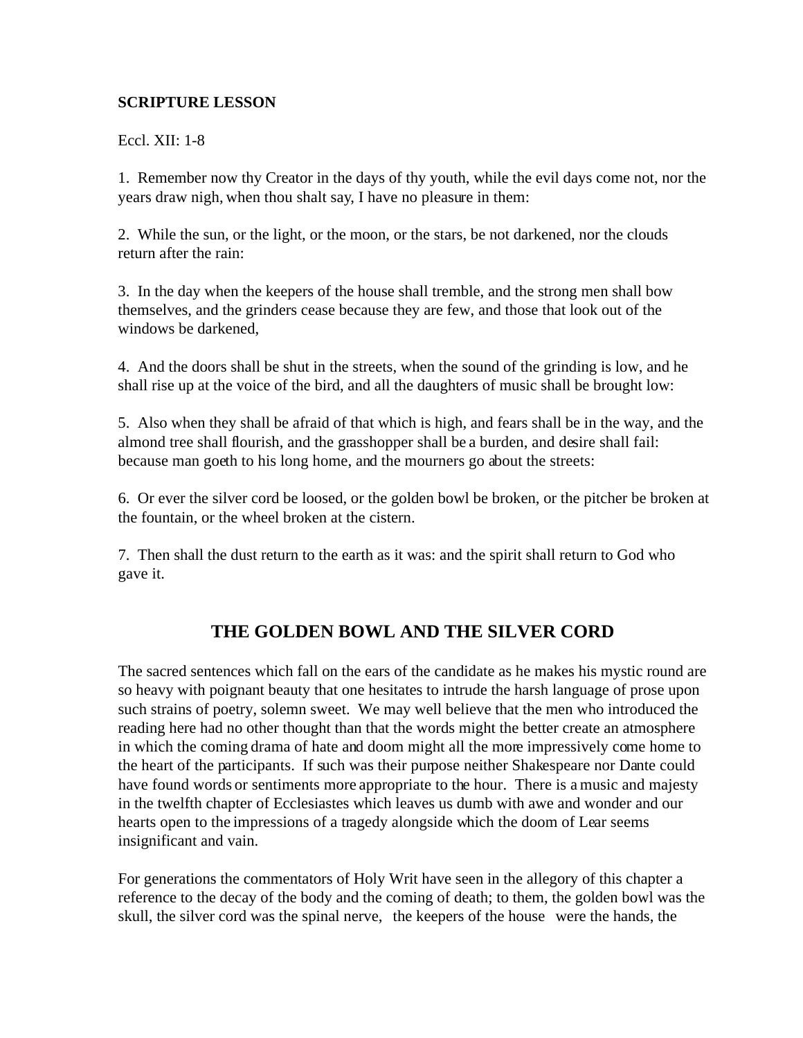**SCRIPTURE LESSON**

Eccl. XII: 1-8

1. Remember now thy Creator in the days of thy youth, while the evil days come not, nor the years draw nigh, when thou shalt say, I have no pleasure in them:

2. While the sun, or the light, or the moon, or the stars, be not darkened, nor the clouds return after the rain:

3. In the day when the keepers of the house shall tremble, and the strong men shall bow themselves, and the grinders cease because they are few, and those that look out of the windows be darkened,

4. And the doors shall be shut in the streets, when the sound of the grinding is low, and he shall rise up at the voice of the bird, and all the daughters of music shall be brought low:

5. Also when they shall be afraid of that which is high, and fears shall be in the way, and the almond tree shall flourish, and the grasshopper shall be a burden, and desire shall fail: because man goeth to his long home, and the mourners go about the streets:

6. Or ever the silver cord be loosed, or the golden bowl be broken, or the pitcher be broken at the fountain, or the wheel broken at the cistern.

7. Then shall the dust return to the earth as it was: and the spirit shall return to God who gave it.

## THE GOLDEN BOWL AND THE SILVER CORD

The sacred sentences which fall on the ears of the candidate as he makes his mystic round are so heavy with poignant beauty that one hesitates to intrude the harsh language of prose upon such strains of poetry, solemn sweet. We may well believe that the men who introduced the reading here had no other thought than that the words might the better create an atmosphere in which the coming drama of hate and doom might all the more impressively come home to the heart of the participants. If such was their purpose neither Shakespeare nor Dante could have found words or sentiments more appropriate to the hour. There is a music and majesty in the twelfth chapter of Ecclesiastes which leaves us dumb with awe and wonder and our hearts open to the impressions of a tragedy alongside which the doom of Lear seems insignificant and vain.

For generations the commentators of Holy Writ have seen in the allegory of this chapter a reference to the decay of the body and the coming of death; to them, the golden bowl was the skull, the silver cord was the spinal nerve, the keepers of the house were the hands, the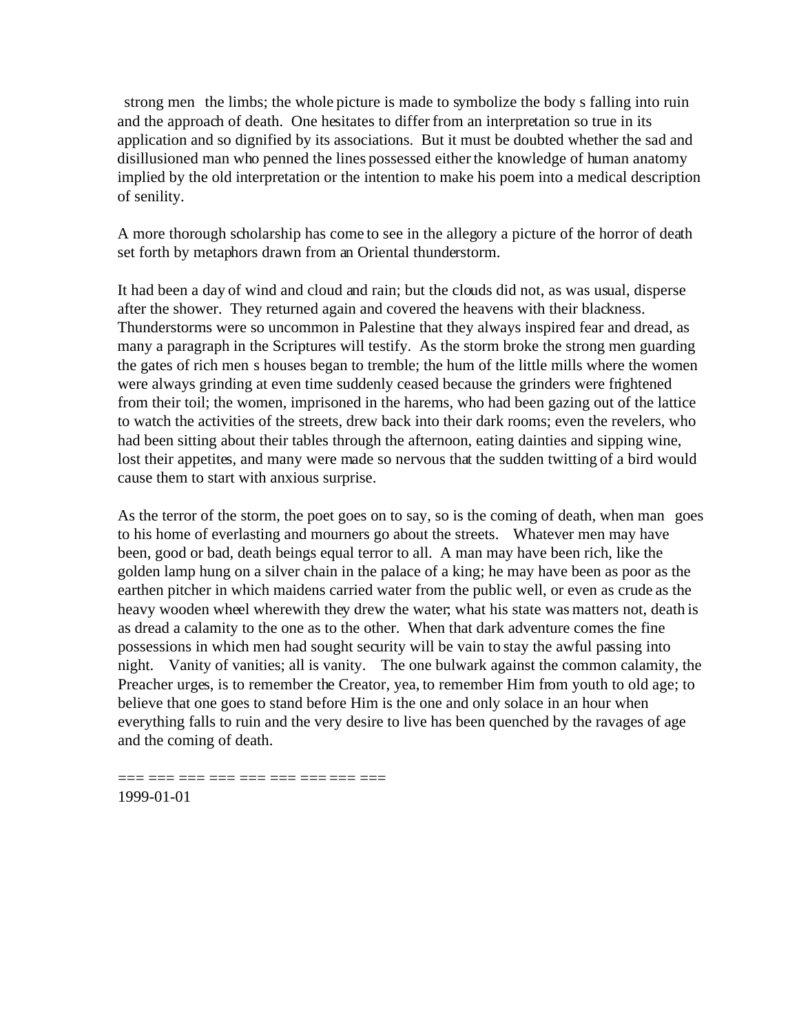strong men the limbs; the whole picture is made to symbolize the body s falling into ruin and the approach of death. One hesitates to differ from an interpretation so true in its application and so dignified by its associations. But it must be doubted whether the sad and disillusioned man who penned the lines possessed either the knowledge of human anatomy implied by the old interpretation or the intention to make his poem into a medical description of senility.

A more thorough scholarship has come to see in the allegory a picture of the horror of death set forth by metaphors drawn from an Oriental thunderstorm.

It had been a day of wind and cloud and rain; but the clouds did not, as was usual, disperse after the shower. They returned again and covered the heavens with their blackness. Thunderstorms were so uncommon in Palestine that they always inspired fear and dread, as many a paragraph in the Scriptures will testify. As the storm broke the strong men guarding the gates of rich men s houses began to tremble; the hum of the little mills where the women were always grinding at even time suddenly ceased because the grinders were frightened from their toil; the women, imprisoned in the harems, who had been gazing out of the lattice to watch the activities of the streets, drew back into their dark rooms; even the revelers, who had been sitting about their tables through the afternoon, eating dainties and sipping wine, lost their appetites, and many were made so nervous that the sudden twitting of a bird would cause them to start with anxious surprise.

As the terror of the storm, the poet goes on to say, so is the coming of death, when man goes to his home of everlasting and mourners go about the streets. Whatever men may have been, good or bad, death beings equal terror to all. A man may have been rich, like the golden lamp hung on a silver chain in the palace of a king; he may have been as poor as the earthen pitcher in which maidens carried water from the public well, or even as crude as the heavy wooden wheel wherewith they drew the water; what his state was matters not, death is as dread a calamity to the one as to the other. When that dark adventure comes the fine possessions in which men had sought security will be vain to stay the awful passing into night. Vanity of vanities; all is vanity. The one bulwark against the common calamity, the Preacher urges, is to remember the Creator, yea, to remember Him from youth to old age; to believe that one goes to stand before Him is the one and only solace in an hour when everything falls to ruin and the very desire to live has been quenched by the ravages of age and the coming of death.

=== === === === === === === === ===
1999-01-01